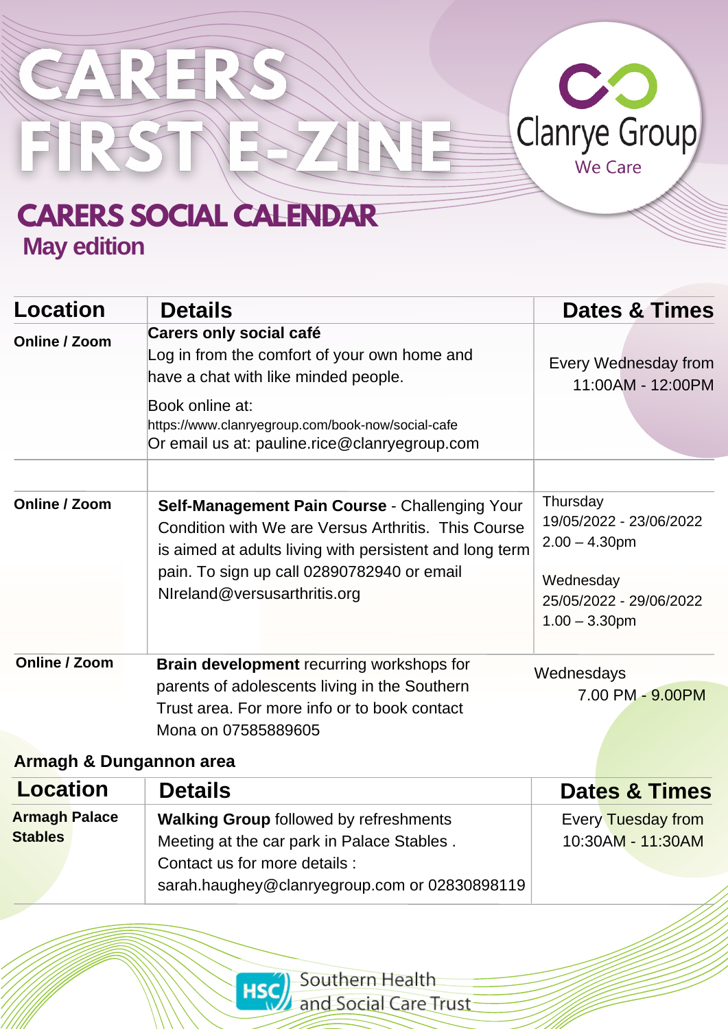# CARERS FIRST E-ZINE

Clanrye Group
We Care

## CARERS SOCIAL CALENDAR

### May edition

| Location | Details | Dates & Times |
|---|---|---|
| **Online / Zoom** | **Carers only social café**<br>Log in from the comfort of your own home and have a chat with like minded people.<br>Book online at:<br>https://www.clanryegroup.com/book-now/social-cafe<br>Or email us at: pauline.rice@clanryegroup.com | Every Wednesday from 11:00AM - 12:00PM |
| | | |
| **Online / Zoom** | **Self-Management Pain Course** - Challenging Your Condition with We are Versus Arthritis. This Course is aimed at adults living with persistent and long term pain. To sign up call 02890782940 or email NIreland@versusarthritis.org | Thursday<br>19/05/2022 - 23/06/2022<br>2.00 – 4.30pm<br><br>Wednesday<br>25/05/2022 - 29/06/2022<br>1.00 – 3.30pm |
| **Online / Zoom** | **Brain development** recurring workshops for parents of adolescents living in the Southern Trust area. For more info or to book contact Mona on 07585889605 | Wednesdays<br>7.00 PM - 9.00PM |

**Armagh & Dungannon area**

| Location | Details | Dates & Times |
|---|---|---|
| **Armagh Palace Stables** | **Walking Group** followed by refreshments<br>Meeting at the car park in Palace Stables .<br>Contact us for more details :<br>sarah.haughey@clanryegroup.com or 02830898119 | Every Tuesday from 10:30AM - 11:30AM |

HSC Southern Health and Social Care Trust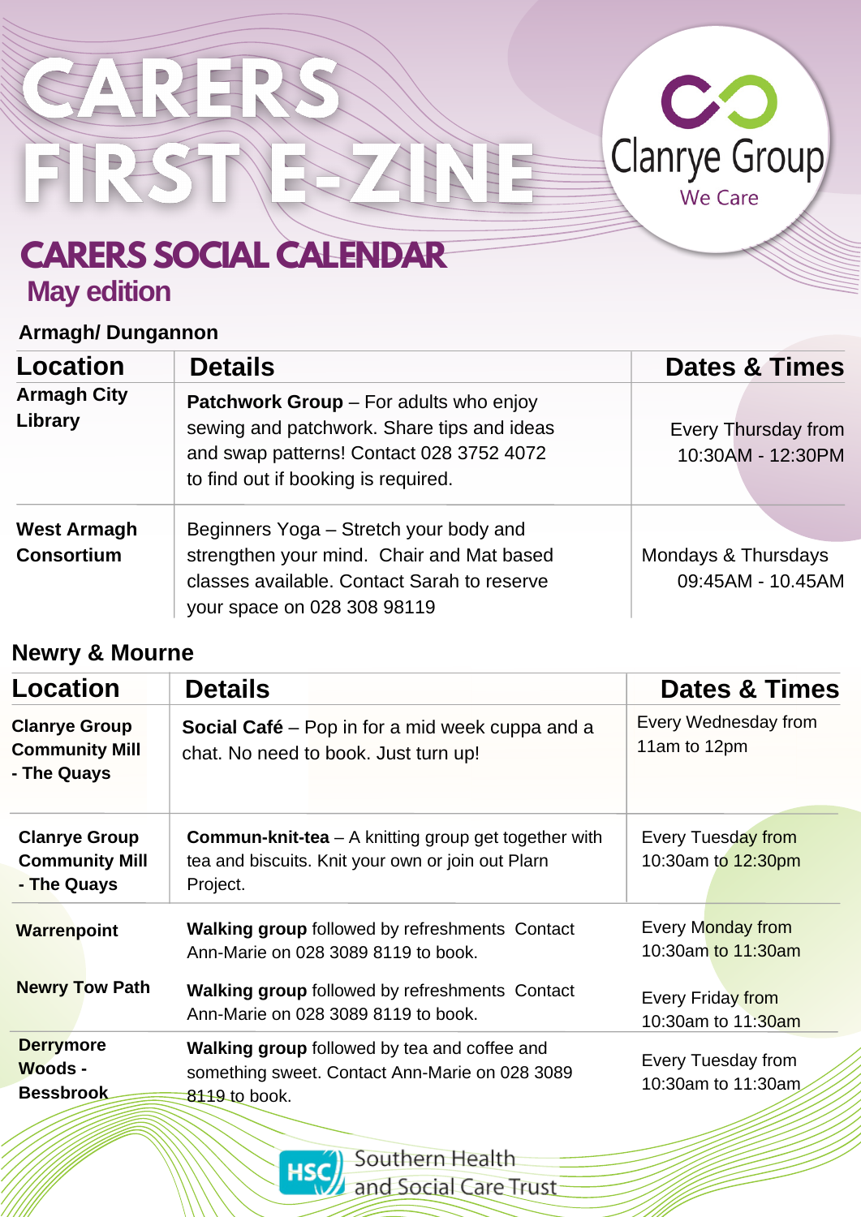# CARERS FIRST E-ZINE

Clanrye Group
We Care

## CARERS SOCIAL CALENDAR

### May edition

**Armagh/ Dungannon**

| Location | Details | Dates & Times |
|---|---|---|
| **Armagh City Library** | **Patchwork Group** – For adults who enjoy sewing and patchwork. Share tips and ideas and swap patterns! Contact 028 3752 4072 to find out if booking is required. | Every Thursday from 10:30AM - 12:30PM |
| **West Armagh Consortium** | Beginners Yoga – Stretch your body and strengthen your mind. Chair and Mat based classes available. Contact Sarah to reserve your space on 028 308 98119 | Mondays & Thursdays 09:45AM - 10.45AM |

**Newry & Mourne**

| Location | Details | Dates & Times |
|---|---|---|
| **Clanrye Group Community Mill - The Quays** | **Social Café** – Pop in for a mid week cuppa and a chat. No need to book. Just turn up! | Every Wednesday from 11am to 12pm |
| **Clanrye Group Community Mill - The Quays** | **Commun-knit-tea** – A knitting group get together with tea and biscuits. Knit your own or join out Plarn Project. | Every Tuesday from 10:30am to 12:30pm |
| **Warrenpoint** | **Walking group** followed by refreshments Contact Ann-Marie on 028 3089 8119 to book. | Every Monday from 10:30am to 11:30am |
| **Newry Tow Path** | **Walking group** followed by refreshments Contact Ann-Marie on 028 3089 8119 to book. | Every Friday from 10:30am to 11:30am |
| **Derrymore Woods - Bessbrook** | **Walking group** followed by tea and coffee and something sweet. Contact Ann-Marie on 028 3089 8119 to book. | Every Tuesday from 10:30am to 11:30am |

HSC Southern Health and Social Care Trust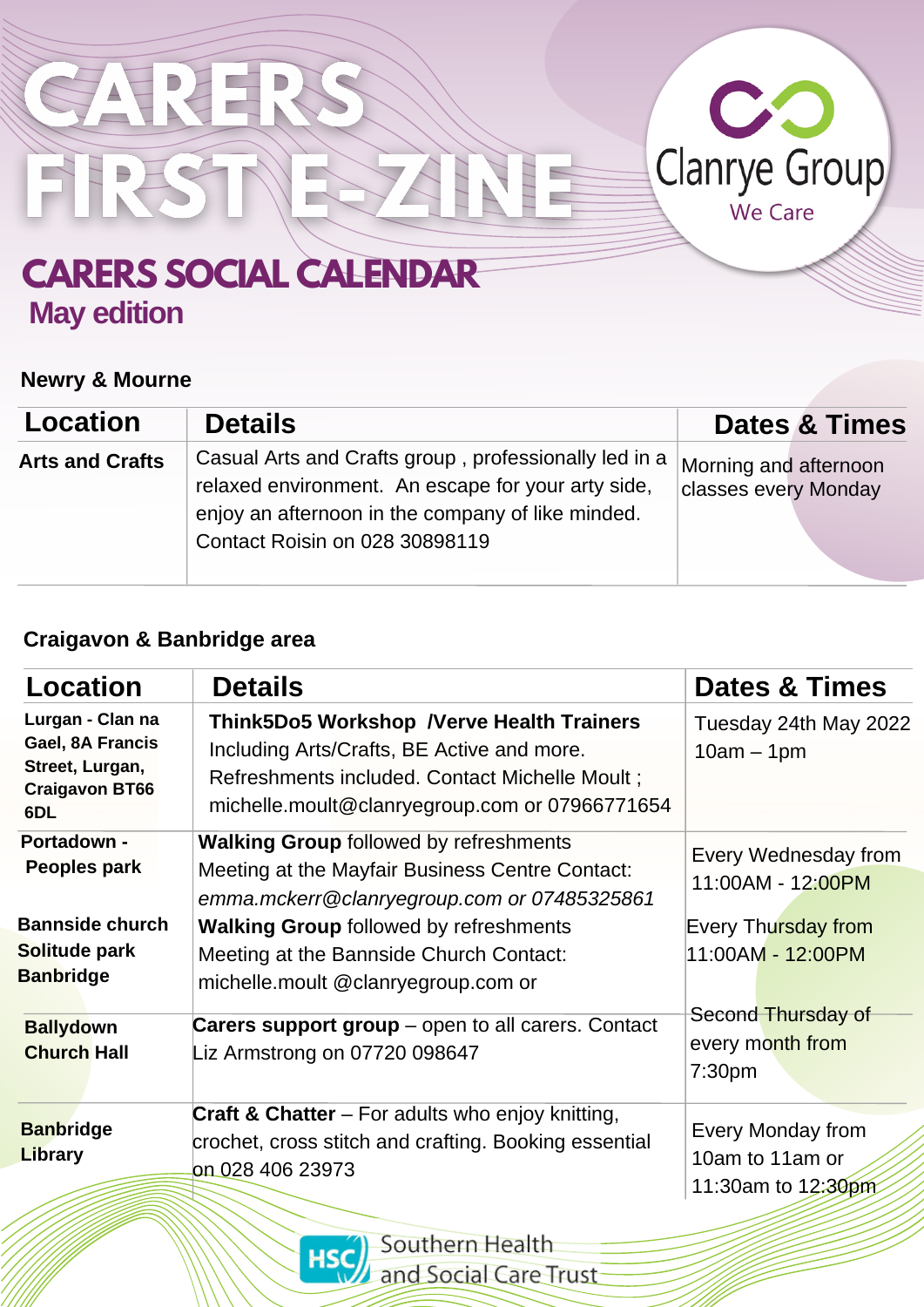# CARERS FIRST E-ZINE

Clanrye Group
We Care

## CARERS SOCIAL CALENDAR

### May edition

**Newry & Mourne**

| Location | Details | Dates & Times |
|---|---|---|
| **Arts and Crafts** | Casual Arts and Crafts group , professionally led in a relaxed environment. An escape for your arty side, enjoy an afternoon in the company of like minded. Contact Roisin on 028 30898119 | Morning and afternoon classes every Monday |

**Craigavon & Banbridge area**

| Location | Details | Dates & Times |
|---|---|---|
| **Lurgan - Clan na Gael, 8A Francis Street, Lurgan, Craigavon BT66 6DL** | **Think5Do5 Workshop /Verve Health Trainers** Including Arts/Crafts, BE Active and more. Refreshments included. Contact Michelle Moult ; michelle.moult@clanryegroup.com or 07966771654 | Tuesday 24th May 2022 10am – 1pm |
| **Portadown - Peoples park** | **Walking Group** followed by refreshments Meeting at the Mayfair Business Centre Contact: *emma.mckerr@clanryegroup.com or 07485325861* | Every Wednesday from 11:00AM - 12:00PM |
| **Bannside church Solitude park Banbridge** | **Walking Group** followed by refreshments Meeting at the Bannside Church Contact: michelle.moult @clanryegroup.com or | Every Thursday from 11:00AM - 12:00PM |
| **Ballydown Church Hall** | **Carers support group** – open to all carers. Contact Liz Armstrong on 07720 098647 | Second Thursday of every month from 7:30pm |
| **Banbridge Library** | **Craft & Chatter** – For adults who enjoy knitting, crochet, cross stitch and crafting. Booking essential on 028 406 23973 | Every Monday from 10am to 11am or 11:30am to 12:30pm |

HSC Southern Health and Social Care Trust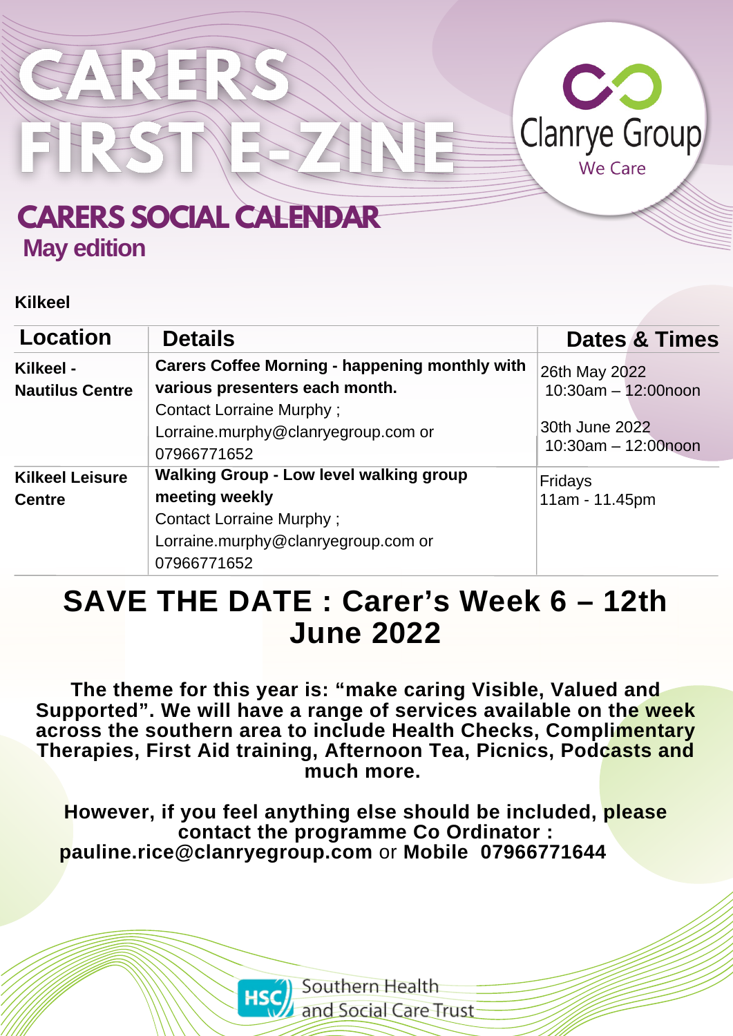# CARERS FIRST E-ZINE

Clanrye Group
We Care

## CARERS SOCIAL CALENDAR

### May edition

**Kilkeel**

| Location | Details | Dates & Times |
| --- | --- | --- |
| **Kilkeel - Nautilus Centre** | **Carers Coffee Morning - happening monthly with various presenters each month.** Contact Lorraine Murphy ; Lorraine.murphy@clanryegroup.com or 07966771652 | 26th May 2022 10:30am – 12:00noon<br><br>30th June 2022 10:30am – 12:00noon |
| **Kilkeel Leisure Centre** | **Walking Group - Low level walking group meeting weekly** Contact Lorraine Murphy ; Lorraine.murphy@clanryegroup.com or 07966771652 | Fridays 11am - 11.45pm |

## SAVE THE DATE : Carer's Week 6 – 12th June 2022

**The theme for this year is: "make caring Visible, Valued and Supported". We will have a range of services available on the week across the southern area to include Health Checks, Complimentary Therapies, First Aid training, Afternoon Tea, Picnics, Podcasts and much more.**

**However, if you feel anything else should be included, please contact the programme Co Ordinator : pauline.rice@clanryegroup.com** or **Mobile 07966771644**

HSC Southern Health and Social Care Trust